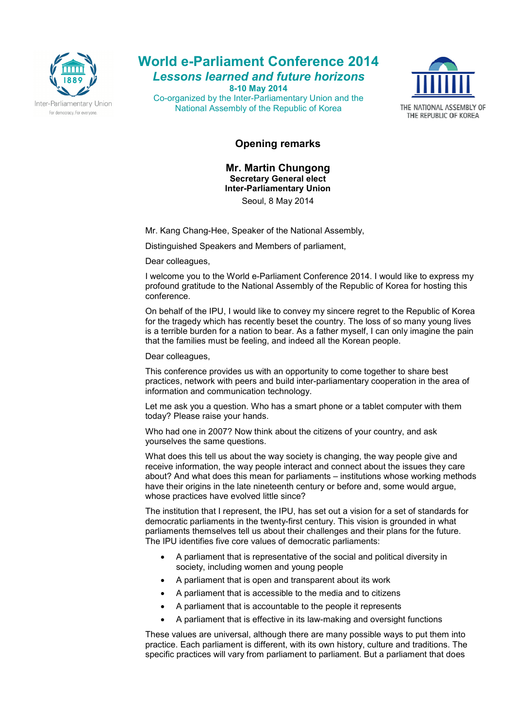# World e-Parliament Conference 2014

## *Lessons learned and future horizons*

**8-10 May 2014**

Co-organized by the Inter-Parliamentary Union and the National Assembly of the Republic of Korea

## Opening remarks

**Mr. Martin Chungong**
**Secretary General elect**
**Inter-Parliamentary Union**
Seoul, 8 May 2014

Mr. Kang Chang-Hee, Speaker of the National Assembly,

Distinguished Speakers and Members of parliament,

Dear colleagues,

I welcome you to the World e-Parliament Conference 2014. I would like to express my profound gratitude to the National Assembly of the Republic of Korea for hosting this conference.

On behalf of the IPU, I would like to convey my sincere regret to the Republic of Korea for the tragedy which has recently beset the country. The loss of so many young lives is a terrible burden for a nation to bear. As a father myself, I can only imagine the pain that the families must be feeling, and indeed all the Korean people.

Dear colleagues,

This conference provides us with an opportunity to come together to share best practices, network with peers and build inter-parliamentary cooperation in the area of information and communication technology.

Let me ask you a question. Who has a smart phone or a tablet computer with them today? Please raise your hands.

Who had one in 2007? Now think about the citizens of your country, and ask yourselves the same questions.

What does this tell us about the way society is changing, the way people give and receive information, the way people interact and connect about the issues they care about? And what does this mean for parliaments – institutions whose working methods have their origins in the late nineteenth century or before and, some would argue, whose practices have evolved little since?

The institution that I represent, the IPU, has set out a vision for a set of standards for democratic parliaments in the twenty-first century. This vision is grounded in what parliaments themselves tell us about their challenges and their plans for the future. The IPU identifies five core values of democratic parliaments:

- A parliament that is representative of the social and political diversity in society, including women and young people
- A parliament that is open and transparent about its work
- A parliament that is accessible to the media and to citizens
- A parliament that is accountable to the people it represents
- A parliament that is effective in its law-making and oversight functions

These values are universal, although there are many possible ways to put them into practice. Each parliament is different, with its own history, culture and traditions. The specific practices will vary from parliament to parliament. But a parliament that does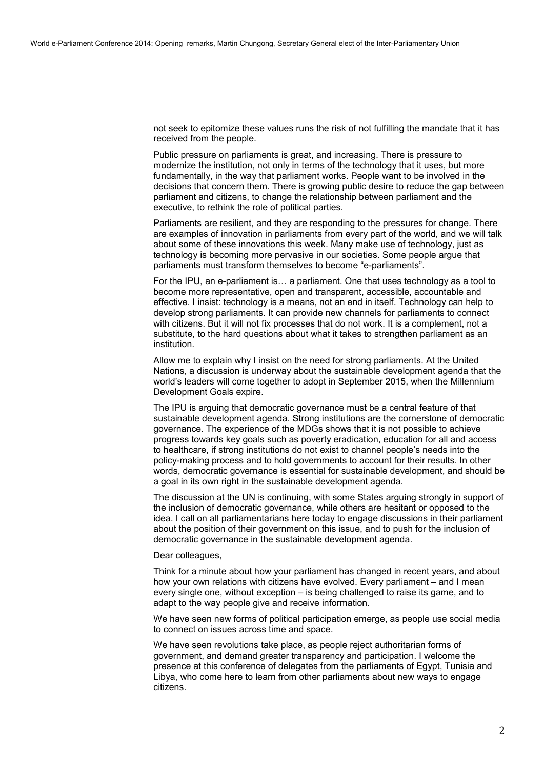not seek to epitomize these values runs the risk of not fulfilling the mandate that it has received from the people.

Public pressure on parliaments is great, and increasing. There is pressure to modernize the institution, not only in terms of the technology that it uses, but more fundamentally, in the way that parliament works. People want to be involved in the decisions that concern them. There is growing public desire to reduce the gap between parliament and citizens, to change the relationship between parliament and the executive, to rethink the role of political parties.

Parliaments are resilient, and they are responding to the pressures for change. There are examples of innovation in parliaments from every part of the world, and we will talk about some of these innovations this week. Many make use of technology, just as technology is becoming more pervasive in our societies. Some people argue that parliaments must transform themselves to become "e-parliaments".

For the IPU, an e-parliament is… a parliament. One that uses technology as a tool to become more representative, open and transparent, accessible, accountable and effective. I insist: technology is a means, not an end in itself. Technology can help to develop strong parliaments. It can provide new channels for parliaments to connect with citizens. But it will not fix processes that do not work. It is a complement, not a substitute, to the hard questions about what it takes to strengthen parliament as an institution.

Allow me to explain why I insist on the need for strong parliaments. At the United Nations, a discussion is underway about the sustainable development agenda that the world's leaders will come together to adopt in September 2015, when the Millennium Development Goals expire.

The IPU is arguing that democratic governance must be a central feature of that sustainable development agenda. Strong institutions are the cornerstone of democratic governance. The experience of the MDGs shows that it is not possible to achieve progress towards key goals such as poverty eradication, education for all and access to healthcare, if strong institutions do not exist to channel people's needs into the policy-making process and to hold governments to account for their results. In other words, democratic governance is essential for sustainable development, and should be a goal in its own right in the sustainable development agenda.

The discussion at the UN is continuing, with some States arguing strongly in support of the inclusion of democratic governance, while others are hesitant or opposed to the idea. I call on all parliamentarians here today to engage discussions in their parliament about the position of their government on this issue, and to push for the inclusion of democratic governance in the sustainable development agenda.

Dear colleagues,

Think for a minute about how your parliament has changed in recent years, and about how your own relations with citizens have evolved. Every parliament – and I mean every single one, without exception – is being challenged to raise its game, and to adapt to the way people give and receive information.

We have seen new forms of political participation emerge, as people use social media to connect on issues across time and space.

We have seen revolutions take place, as people reject authoritarian forms of government, and demand greater transparency and participation. I welcome the presence at this conference of delegates from the parliaments of Egypt, Tunisia and Libya, who come here to learn from other parliaments about new ways to engage citizens.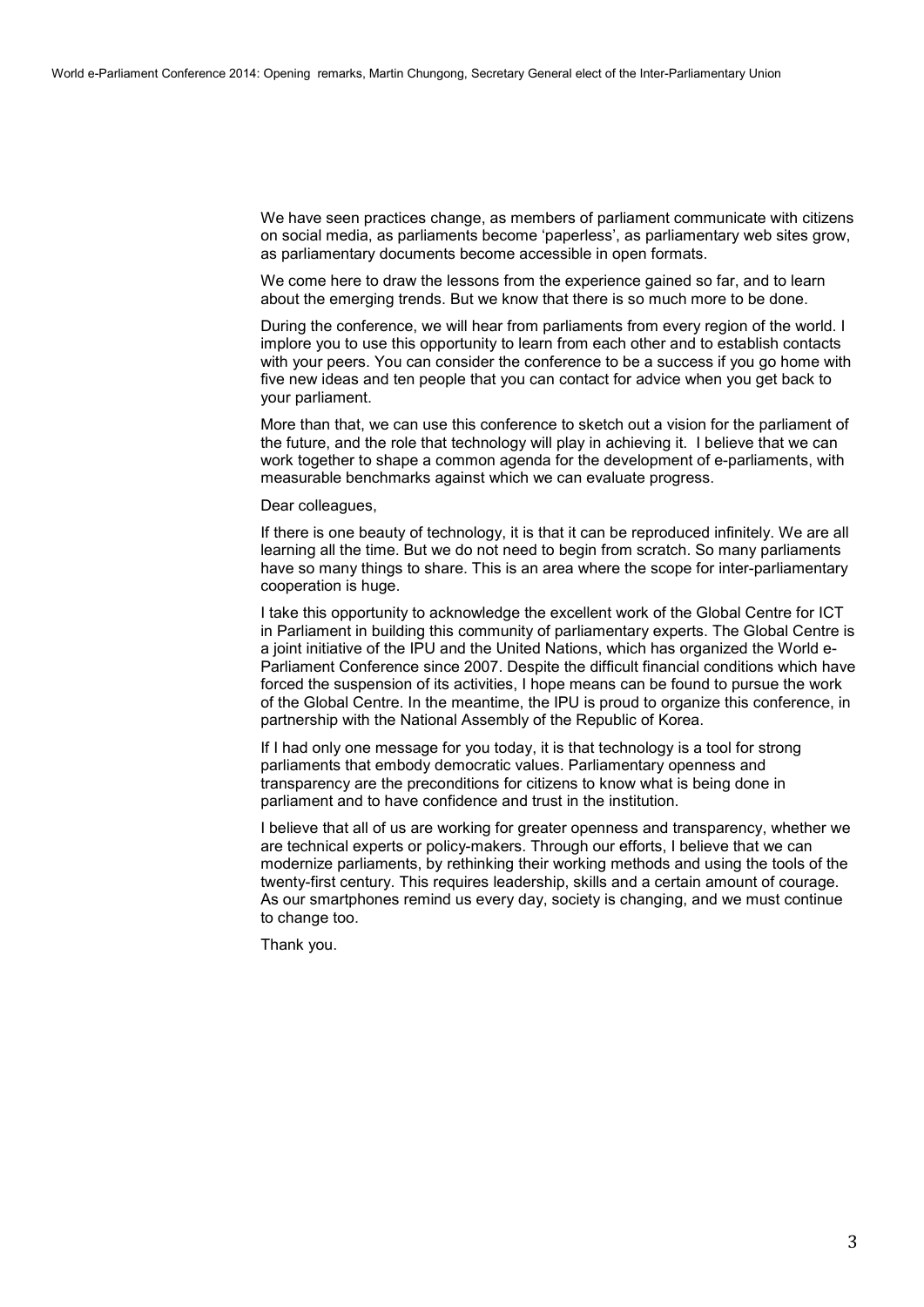We have seen practices change, as members of parliament communicate with citizens on social media, as parliaments become 'paperless', as parliamentary web sites grow, as parliamentary documents become accessible in open formats.

We come here to draw the lessons from the experience gained so far, and to learn about the emerging trends. But we know that there is so much more to be done.

During the conference, we will hear from parliaments from every region of the world. I implore you to use this opportunity to learn from each other and to establish contacts with your peers. You can consider the conference to be a success if you go home with five new ideas and ten people that you can contact for advice when you get back to your parliament.

More than that, we can use this conference to sketch out a vision for the parliament of the future, and the role that technology will play in achieving it. I believe that we can work together to shape a common agenda for the development of e-parliaments, with measurable benchmarks against which we can evaluate progress.

Dear colleagues,

If there is one beauty of technology, it is that it can be reproduced infinitely. We are all learning all the time. But we do not need to begin from scratch. So many parliaments have so many things to share. This is an area where the scope for inter-parliamentary cooperation is huge.

I take this opportunity to acknowledge the excellent work of the Global Centre for ICT in Parliament in building this community of parliamentary experts. The Global Centre is a joint initiative of the IPU and the United Nations, which has organized the World e-Parliament Conference since 2007. Despite the difficult financial conditions which have forced the suspension of its activities, I hope means can be found to pursue the work of the Global Centre. In the meantime, the IPU is proud to organize this conference, in partnership with the National Assembly of the Republic of Korea.

If I had only one message for you today, it is that technology is a tool for strong parliaments that embody democratic values. Parliamentary openness and transparency are the preconditions for citizens to know what is being done in parliament and to have confidence and trust in the institution.

I believe that all of us are working for greater openness and transparency, whether we are technical experts or policy-makers. Through our efforts, I believe that we can modernize parliaments, by rethinking their working methods and using the tools of the twenty-first century. This requires leadership, skills and a certain amount of courage. As our smartphones remind us every day, society is changing, and we must continue to change too.

Thank you.